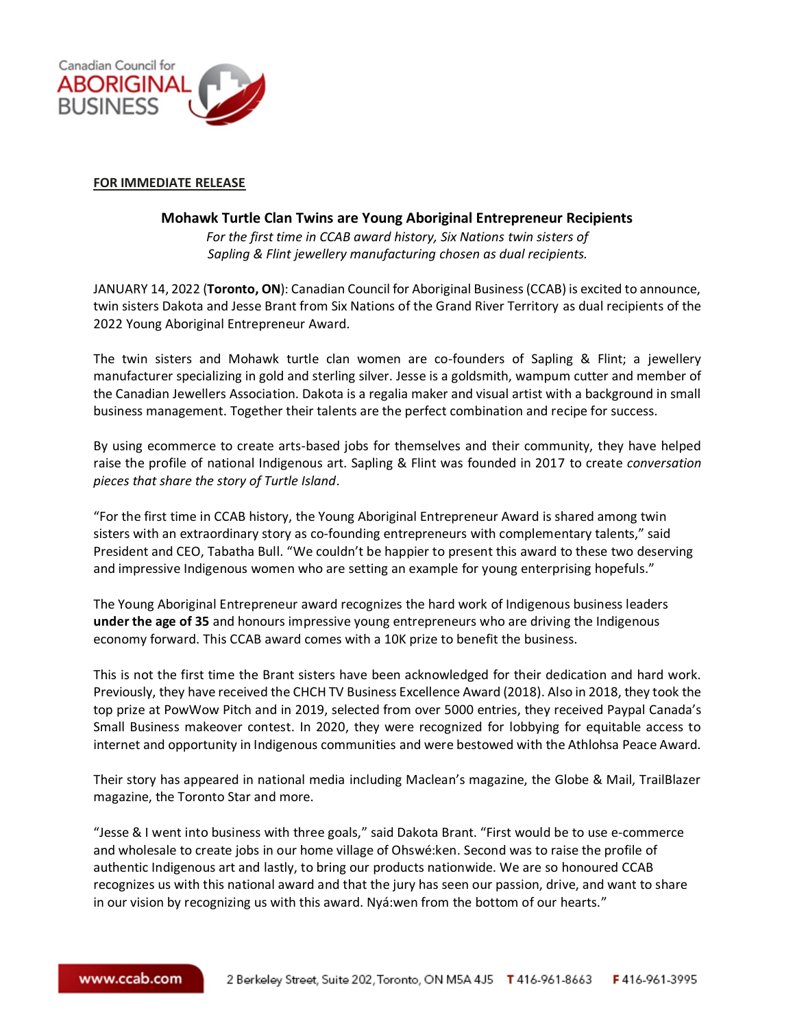**FOR IMMEDIATE RELEASE**

## Mohawk Turtle Clan Twins are Young Aboriginal Entrepreneur Recipients

*For the first time in CCAB award history, Six Nations twin sisters of Sapling & Flint jewellery manufacturing chosen as dual recipients.*

JANUARY 14, 2022 (**Toronto, ON**): Canadian Council for Aboriginal Business (CCAB) is excited to announce, twin sisters Dakota and Jesse Brant from Six Nations of the Grand River Territory as dual recipients of the 2022 Young Aboriginal Entrepreneur Award.

The twin sisters and Mohawk turtle clan women are co-founders of Sapling & Flint; a jewellery manufacturer specializing in gold and sterling silver. Jesse is a goldsmith, wampum cutter and member of the Canadian Jewellers Association. Dakota is a regalia maker and visual artist with a background in small business management. Together their talents are the perfect combination and recipe for success.

By using ecommerce to create arts-based jobs for themselves and their community, they have helped raise the profile of national Indigenous art. Sapling & Flint was founded in 2017 to create *conversation pieces that share the story of Turtle Island*.

"For the first time in CCAB history, the Young Aboriginal Entrepreneur Award is shared among twin sisters with an extraordinary story as co-founding entrepreneurs with complementary talents," said President and CEO, Tabatha Bull. "We couldn't be happier to present this award to these two deserving and impressive Indigenous women who are setting an example for young enterprising hopefuls."

The Young Aboriginal Entrepreneur award recognizes the hard work of Indigenous business leaders **under the age of 35** and honours impressive young entrepreneurs who are driving the Indigenous economy forward. This CCAB award comes with a 10K prize to benefit the business.

This is not the first time the Brant sisters have been acknowledged for their dedication and hard work. Previously, they have received the CHCH TV Business Excellence Award (2018). Also in 2018, they took the top prize at PowWow Pitch and in 2019, selected from over 5000 entries, they received Paypal Canada's Small Business makeover contest. In 2020, they were recognized for lobbying for equitable access to internet and opportunity in Indigenous communities and were bestowed with the Athlohsa Peace Award.

Their story has appeared in national media including Maclean's magazine, the Globe & Mail, TrailBlazer magazine, the Toronto Star and more.

"Jesse & I went into business with three goals," said Dakota Brant. "First would be to use e-commerce and wholesale to create jobs in our home village of Ohswé:ken. Second was to raise the profile of authentic Indigenous art and lastly, to bring our products nationwide. We are so honoured CCAB recognizes us with this national award and that the jury has seen our passion, drive, and want to share in our vision by recognizing us with this award. Nyá:wen from the bottom of our hearts."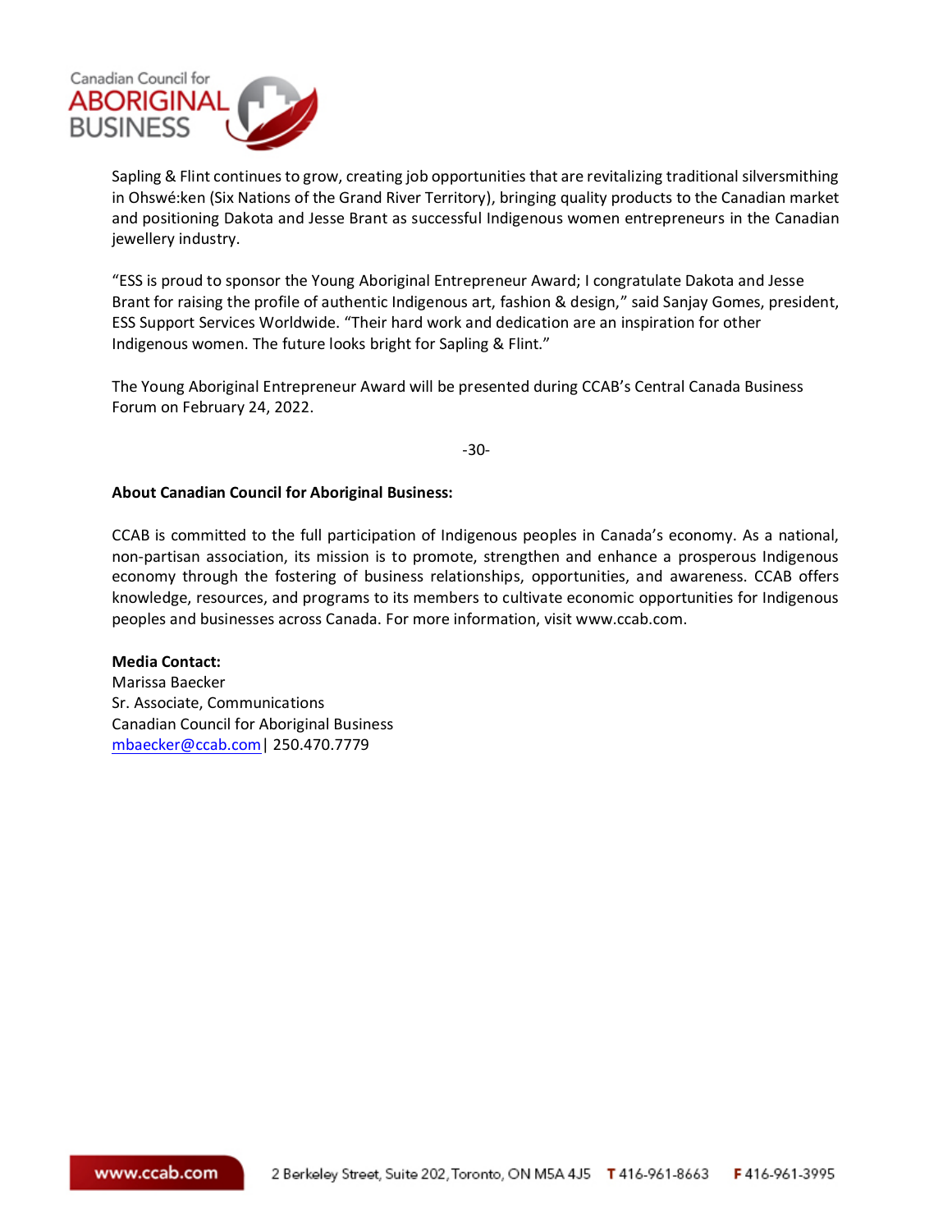Sapling & Flint continues to grow, creating job opportunities that are revitalizing traditional silversmithing in Ohswé:ken (Six Nations of the Grand River Territory), bringing quality products to the Canadian market and positioning Dakota and Jesse Brant as successful Indigenous women entrepreneurs in the Canadian jewellery industry.

"ESS is proud to sponsor the Young Aboriginal Entrepreneur Award; I congratulate Dakota and Jesse Brant for raising the profile of authentic Indigenous art, fashion & design," said Sanjay Gomes, president, ESS Support Services Worldwide. "Their hard work and dedication are an inspiration for other Indigenous women. The future looks bright for Sapling & Flint."

The Young Aboriginal Entrepreneur Award will be presented during CCAB's Central Canada Business Forum on February 24, 2022.

-30-

**About Canadian Council for Aboriginal Business:**

CCAB is committed to the full participation of Indigenous peoples in Canada's economy. As a national, non-partisan association, its mission is to promote, strengthen and enhance a prosperous Indigenous economy through the fostering of business relationships, opportunities, and awareness. CCAB offers knowledge, resources, and programs to its members to cultivate economic opportunities for Indigenous peoples and businesses across Canada. For more information, visit www.ccab.com.

**Media Contact:**
Marissa Baecker
Sr. Associate, Communications
Canadian Council for Aboriginal Business
mbaecker@ccab.com | 250.470.7779